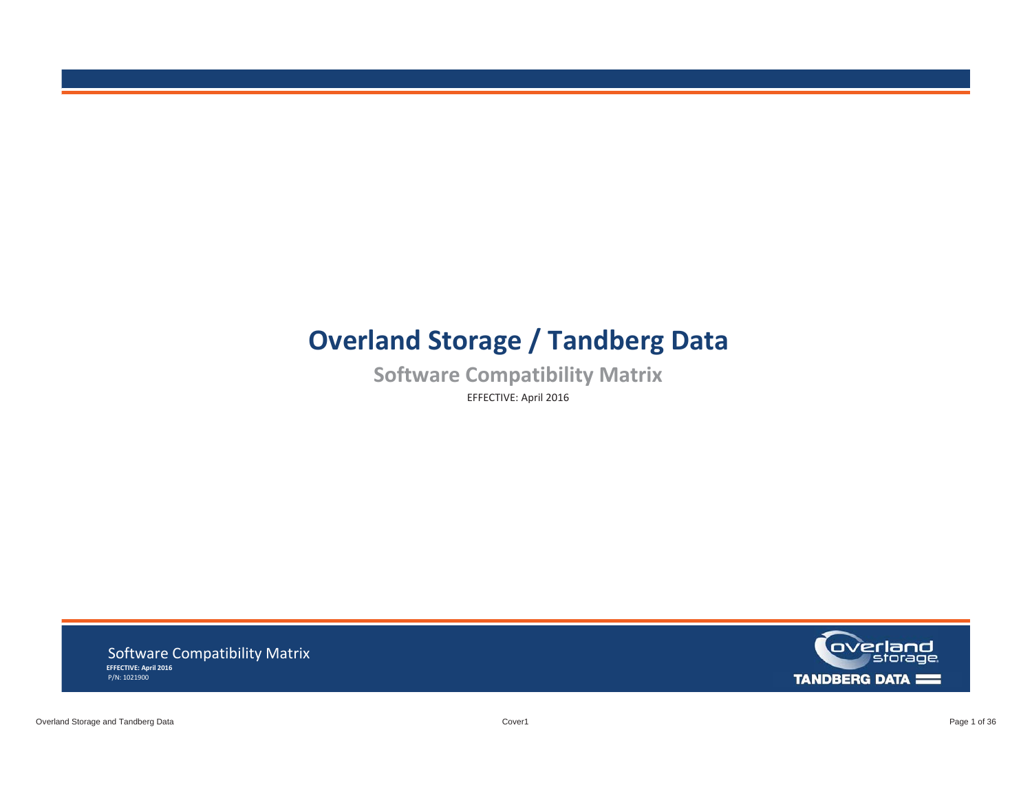# Overland Storage / Tandberg Data

## Software Compatibility Matrix

EFFECTIVE: April 2016

Software Compatibility Matrix

**EFFECTIVE: April 2016**

P/N: 1021900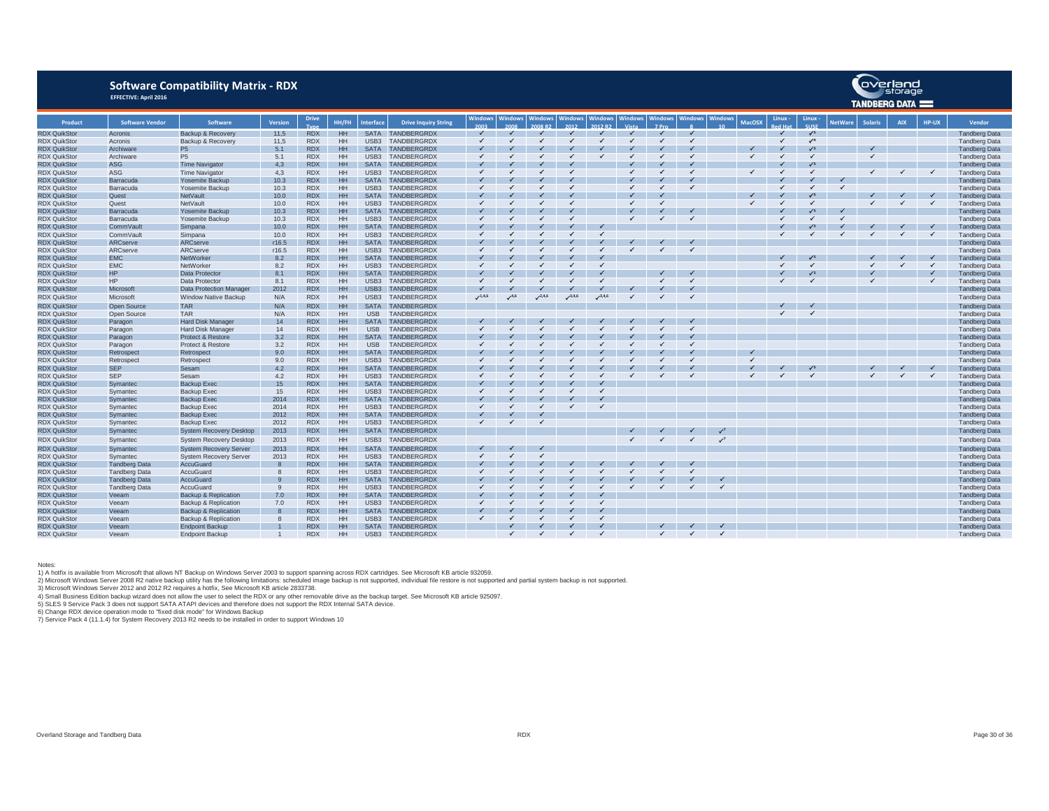# Software Compatibility Matrix - RDX

**EFFECTIVE: April 2016**

| Product | Software Vendor | Software | Version | Drive Type | HH/FH | Interface | Drive Inquiry String | Windows 2003 | Windows 2008 | Windows 2008 R2 | Windows 2012 | Windows 2012 R2 | Windows Vista | Windows 7 Pro | Windows 8 | Windows 10 | MacOSX | Linux - Red Hat | Linux - SUSE | NetWare | Solaris | AIX | HP-UX | Vendor |
|---|---|---|---|---|---|---|---|---|---|---|---|---|---|---|---|---|---|---|---|---|---|---|---|---|
| RDX QuikStor | Acronis | Backup & Recovery | 11,5 | RDX | HH | SATA | TANDBERGRDX | ✓ | ✓ | ✓ | ✓ | ✓ | ✓ | ✓ | ✓ | | | ✓ | ✓[5] | | | | | Tandberg Data |
| RDX QuikStor | Acronis | Backup & Recovery | 11,5 | RDX | HH | USB3 | TANDBERGRDX | ✓ | ✓ | ✓ | ✓ | ✓ | ✓ | ✓ | ✓ | | | ✓ | ✓[4] | | | | | Tandberg Data |
| RDX QuikStor | Archiware | P5 | 5.1 | RDX | HH | SATA | TANDBERGRDX | ✓ | ✓ | ✓ | ✓ | ✓ | ✓ | ✓ | ✓ | | ✓ | ✓ | ✓[5] | | ✓ | | | Tandberg Data |
| RDX QuikStor | Archiware | P5 | 5.1 | RDX | HH | USB3 | TANDBERGRDX | ✓ | ✓ | ✓ | ✓ | ✓ | ✓ | ✓ | ✓ | | ✓ | ✓ | ✓ | | ✓ | | | Tandberg Data |
| RDX QuikStor | ASG | Time Navigator | 4,3 | RDX | HH | SATA | TANDBERGRDX | ✓ | ✓ | ✓ | ✓ | | ✓ | ✓ | ✓ | | | ✓ | ✓[5] | | | | | Tandberg Data |
| RDX QuikStor | ASG | Time Navigator | 4,3 | RDX | HH | USB3 | TANDBERGRDX | ✓ | ✓ | ✓ | ✓ | | ✓ | ✓ | ✓ | | ✓ | ✓ | ✓ | | ✓ | ✓ | ✓ | Tandberg Data |
| RDX QuikStor | Barracuda | Yosemite Backup | 10.3 | RDX | HH | SATA | TANDBERGRDX | ✓ | ✓ | ✓ | ✓ | | ✓ | ✓ | ✓ | | | ✓ | ✓ | ✓ | | | | Tandberg Data |
| RDX QuikStor | Barracuda | Yosemite Backup | 10.3 | RDX | HH | USB3 | TANDBERGRDX | ✓ | ✓ | ✓ | ✓ | | ✓ | ✓ | ✓ | | | ✓ | ✓ | ✓ | | | | Tandberg Data |
| RDX QuikStor | Quest | NetVault | 10.0 | RDX | HH | SATA | TANDBERGRDX | ✓ | ✓ | ✓ | ✓ | | ✓ | ✓ | | | ✓ | ✓ | ✓[5] | | ✓ | ✓ | ✓ | Tandberg Data |
| RDX QuikStor | Quest | NetVault | 10.0 | RDX | HH | USB3 | TANDBERGRDX | ✓ | ✓ | ✓ | ✓ | | ✓ | ✓ | | | ✓ | ✓ | ✓ | | ✓ | ✓ | ✓ | Tandberg Data |
| RDX QuikStor | Barracuda | Yosemite Backup | 10.3 | RDX | HH | SATA | TANDBERGRDX | ✓ | ✓ | ✓ | ✓ | | ✓ | ✓ | ✓ | | | ✓ | ✓[5] | ✓ | | | | Tandberg Data |
| RDX QuikStor | Barracuda | Yosemite Backup | 10.3 | RDX | HH | USB3 | TANDBERGRDX | ✓ | ✓ | ✓ | ✓ | | ✓ | ✓ | ✓ | | | ✓ | ✓ | ✓ | | | | Tandberg Data |
| RDX QuikStor | CommVault | Simpana | 10.0 | RDX | HH | SATA | TANDBERGRDX | ✓ | ✓ | ✓ | ✓ | ✓ | | | | | | ✓ | ✓[5] | ✓ | ✓ | ✓ | ✓ | Tandberg Data |
| RDX QuikStor | CommVault | Simpana | 10.0 | RDX | HH | USB3 | TANDBERGRDX | ✓ | ✓ | ✓ | ✓ | ✓ | | | | | | ✓ | ✓ | ✓ | ✓ | ✓ | ✓ | Tandberg Data |
| RDX QuikStor | ARCserve | ARCserve | r16.5 | RDX | HH | SATA | TANDBERGRDX | ✓ | ✓ | ✓ | ✓ | ✓ | ✓ | ✓ | ✓ | | | | | | | | | Tandberg Data |
| RDX QuikStor | ARCserve | ARCserve | r16.5 | RDX | HH | USB3 | TANDBERGRDX | ✓ | ✓ | ✓ | ✓ | ✓ | ✓ | ✓ | ✓ | | | | | | | | | Tandberg Data |
| RDX QuikStor | EMC | NetWorker | 8.2 | RDX | HH | SATA | TANDBERGRDX | ✓ | ✓ | ✓ | ✓ | ✓ | | | | | | ✓ | ✓[5] | | ✓ | ✓ | ✓ | Tandberg Data |
| RDX QuikStor | EMC | NetWorker | 8.2 | RDX | HH | USB3 | TANDBERGRDX | ✓ | ✓ | ✓ | ✓ | ✓ | | | | | | ✓ | ✓ | | ✓ | ✓ | ✓ | Tandberg Data |
| RDX QuikStor | HP | Data Protector | 8.1 | RDX | HH | SATA | TANDBERGRDX | ✓ | ✓ | ✓ | ✓ | ✓ | | ✓ | ✓ | | | ✓ | ✓[5] | | ✓ | | ✓ | Tandberg Data |
| RDX QuikStor | HP | Data Protector | 8.1 | RDX | HH | USB3 | TANDBERGRDX | ✓ | ✓ | ✓ | ✓ | ✓ | | ✓ | ✓ | | | ✓ | ✓ | | ✓ | | ✓ | Tandberg Data |
| RDX QuikStor | Microsoft | Data Protection Manager | 2012 | RDX | HH | USB3 | TANDBERGRDX | ✓ | ✓ | ✓ | ✓ | ✓ | ✓ | ✓ | ✓ | | | | | | | | | Tandberg Data |
| RDX QuikStor | Microsoft | Window Native Backup | N/A | RDX | HH | USB3 | TANDBERGRDX | ✓[1,4,6] | ✓[4,6] | ✓[2,4,6] | ✓[3,4,6] | ✓[3,4,6] | ✓ | ✓ | ✓ | | | | | | | | | Tandberg Data |
| RDX QuikStor | Open Source | TAR | N/A | RDX | HH | SATA | TANDBERGRDX | | | | | | | | | | | ✓ | ✓ | | | | | Tandberg Data |
| RDX QuikStor | Open Source | TAR | N/A | RDX | HH | USB | TANDBERGRDX | | | | | | | | | | | ✓ | ✓ | | | | | Tandberg Data |
| RDX QuikStor | Paragon | Hard Disk Manager | 14 | RDX | HH | SATA | TANDBERGRDX | ✓ | ✓ | ✓ | ✓ | ✓ | ✓ | ✓ | ✓ | | | | | | | | | Tandberg Data |
| RDX QuikStor | Paragon | Hard Disk Manager | 14 | RDX | HH | USB | TANDBERGRDX | ✓ | ✓ | ✓ | ✓ | ✓ | ✓ | ✓ | ✓ | | | | | | | | | Tandberg Data |
| RDX QuikStor | Paragon | Protect & Restore | 3.2 | RDX | HH | SATA | TANDBERGRDX | ✓ | ✓ | ✓ | ✓ | ✓ | ✓ | ✓ | ✓ | | | | | | | | | Tandberg Data |
| RDX QuikStor | Paragon | Protect & Restore | 3.2 | RDX | HH | USB | TANDBERGRDX | ✓ | ✓ | ✓ | ✓ | ✓ | ✓ | ✓ | ✓ | | | | | | | | | Tandberg Data |
| RDX QuikStor | Retrospect | Retrospect | 9.0 | RDX | HH | SATA | TANDBERGRDX | ✓ | ✓ | ✓ | ✓ | ✓ | ✓ | ✓ | ✓ | | ✓ | | | | | | | Tandberg Data |
| RDX QuikStor | Retrospect | Retrospect | 9.0 | RDX | HH | USB3 | TANDBERGRDX | ✓ | ✓ | ✓ | ✓ | ✓ | ✓ | ✓ | ✓ | | ✓ | | | | | | | Tandberg Data |
| RDX QuikStor | SEP | Sesam | 4.2 | RDX | HH | SATA | TANDBERGRDX | ✓ | ✓ | ✓ | ✓ | ✓ | ✓ | ✓ | ✓ | | ✓ | ✓ | ✓[5] | | ✓ | ✓ | ✓ | Tandberg Data |
| RDX QuikStor | SEP | Sesam | 4.2 | RDX | HH | USB3 | TANDBERGRDX | ✓ | ✓ | ✓ | ✓ | ✓ | ✓ | ✓ | ✓ | | ✓ | ✓ | ✓ | | ✓ | ✓ | ✓ | Tandberg Data |
| RDX QuikStor | Symantec | Backup Exec | 15 | RDX | HH | SATA | TANDBERGRDX | ✓ | ✓ | ✓ | ✓ | ✓ | | | | | | | | | | | | Tandberg Data |
| RDX QuikStor | Symantec | Backup Exec | 15 | RDX | HH | USB3 | TANDBERGRDX | ✓ | ✓ | ✓ | ✓ | ✓ | | | | | | | | | | | | Tandberg Data |
| RDX QuikStor | Symantec | Backup Exec | 2014 | RDX | HH | SATA | TANDBERGRDX | ✓ | ✓ | ✓ | ✓ | ✓ | | | | | | | | | | | | Tandberg Data |
| RDX QuikStor | Symantec | Backup Exec | 2014 | RDX | HH | USB3 | TANDBERGRDX | ✓ | ✓ | ✓ | ✓ | ✓ | | | | | | | | | | | | Tandberg Data |
| RDX QuikStor | Symantec | Backup Exec | 2012 | RDX | HH | SATA | TANDBERGRDX | ✓ | ✓ | ✓ | | | | | | | | | | | | | | Tandberg Data |
| RDX QuikStor | Symantec | Backup Exec | 2012 | RDX | HH | USB3 | TANDBERGRDX | ✓ | ✓ | ✓ | | | | | | | | | | | | | | Tandberg Data |
| RDX QuikStor | Symantec | System Recovery Desktop | 2013 | RDX | HH | SATA | TANDBERGRDX | | | | | | ✓ | ✓ | ✓ | ✓[7] | | | | | | | | Tandberg Data |
| RDX QuikStor | Symantec | System Recovery Desktop | 2013 | RDX | HH | USB3 | TANDBERGRDX | | | | | | ✓ | ✓ | ✓ | ✓[7] | | | | | | | | Tandberg Data |
| RDX QuikStor | Symantec | System Recovery Server | 2013 | RDX | HH | SATA | TANDBERGRDX | ✓ | ✓ | ✓ | | | | | | | | | | | | | | Tandberg Data |
| RDX QuikStor | Symantec | System Recovery Server | 2013 | RDX | HH | USB3 | TANDBERGRDX | ✓ | ✓ | ✓ | | | | | | | | | | | | | | Tandberg Data |
| RDX QuikStor | Tandberg Data | AccuGuard | 8 | RDX | HH | SATA | TANDBERGRDX | ✓ | ✓ | ✓ | ✓ | ✓ | ✓ | ✓ | ✓ | | | | | | | | | Tandberg Data |
| RDX QuikStor | Tandberg Data | AccuGuard | 8 | RDX | HH | USB3 | TANDBERGRDX | ✓ | ✓ | ✓ | ✓ | ✓ | ✓ | ✓ | ✓ | | | | | | | | | Tandberg Data |
| RDX QuikStor | Tandberg Data | AccuGuard | 9 | RDX | HH | SATA | TANDBERGRDX | ✓ | ✓ | ✓ | ✓ | ✓ | ✓ | ✓ | ✓ | ✓ | | | | | | | | Tandberg Data |
| RDX QuikStor | Tandberg Data | AccuGuard | 9 | RDX | HH | USB3 | TANDBERGRDX | ✓ | ✓ | ✓ | ✓ | ✓ | ✓ | ✓ | ✓ | ✓ | | | | | | | | Tandberg Data |
| RDX QuikStor | Veeam | Backup & Replication | 7.0 | RDX | HH | SATA | TANDBERGRDX | ✓ | ✓ | ✓ | ✓ | ✓ | | | | | | | | | | | | Tandberg Data |
| RDX QuikStor | Veeam | Backup & Replication | 7.0 | RDX | HH | USB3 | TANDBERGRDX | ✓ | ✓ | ✓ | ✓ | ✓ | | | | | | | | | | | | Tandberg Data |
| RDX QuikStor | Veeam | Backup & Replication | 8 | RDX | HH | SATA | TANDBERGRDX | ✓ | ✓ | ✓ | ✓ | ✓ | | | | | | | | | | | | Tandberg Data |
| RDX QuikStor | Veeam | Backup & Replication | 8 | RDX | HH | USB3 | TANDBERGRDX | ✓ | ✓ | ✓ | ✓ | ✓ | | | | | | | | | | | | Tandberg Data |
| RDX QuikStor | Veeam | Endpoint Backup | 1 | RDX | HH | SATA | TANDBERGRDX | | ✓ | ✓ | ✓ | ✓ | | ✓ | ✓ | ✓ | | | | | | | | Tandberg Data |
| RDX QuikStor | Veeam | Endpoint Backup | 1 | RDX | HH | USB3 | TANDBERGRDX | | ✓ | ✓ | ✓ | ✓ | | ✓ | ✓ | ✓ | | | | | | | | Tandberg Data |

Notes:

1) A hotfix is available from Microsoft that allows NT Backup on Windows Server 2003 to support spanning across RDX cartridges. See Microsoft KB article 932059.
2) Microsoft Windows Server 2008 R2 native backup utility has the following limitations: scheduled image backup is not supported, individual file restore is not supported and partial system backup is not supported.
3) Microsoft Windows Server 2012 and 2012 R2 requires a hotfix, See Microsoft KB article 2833738.
4) Small Business Edition backup wizard does not allow the user to select the RDX or any other removable drive as the backup target. See Microsoft KB article 925097.
5) SLES 9 Service Pack 3 does not support SATA ATAPI devices and therefore does not support the RDX Internal SATA device.
6) Change RDX device operation mode to "fixed disk mode" for Windows Backup
7) Service Pack 4 (11.1.4) for System Recovery 2013 R2 needs to be installed in order to support Windows 10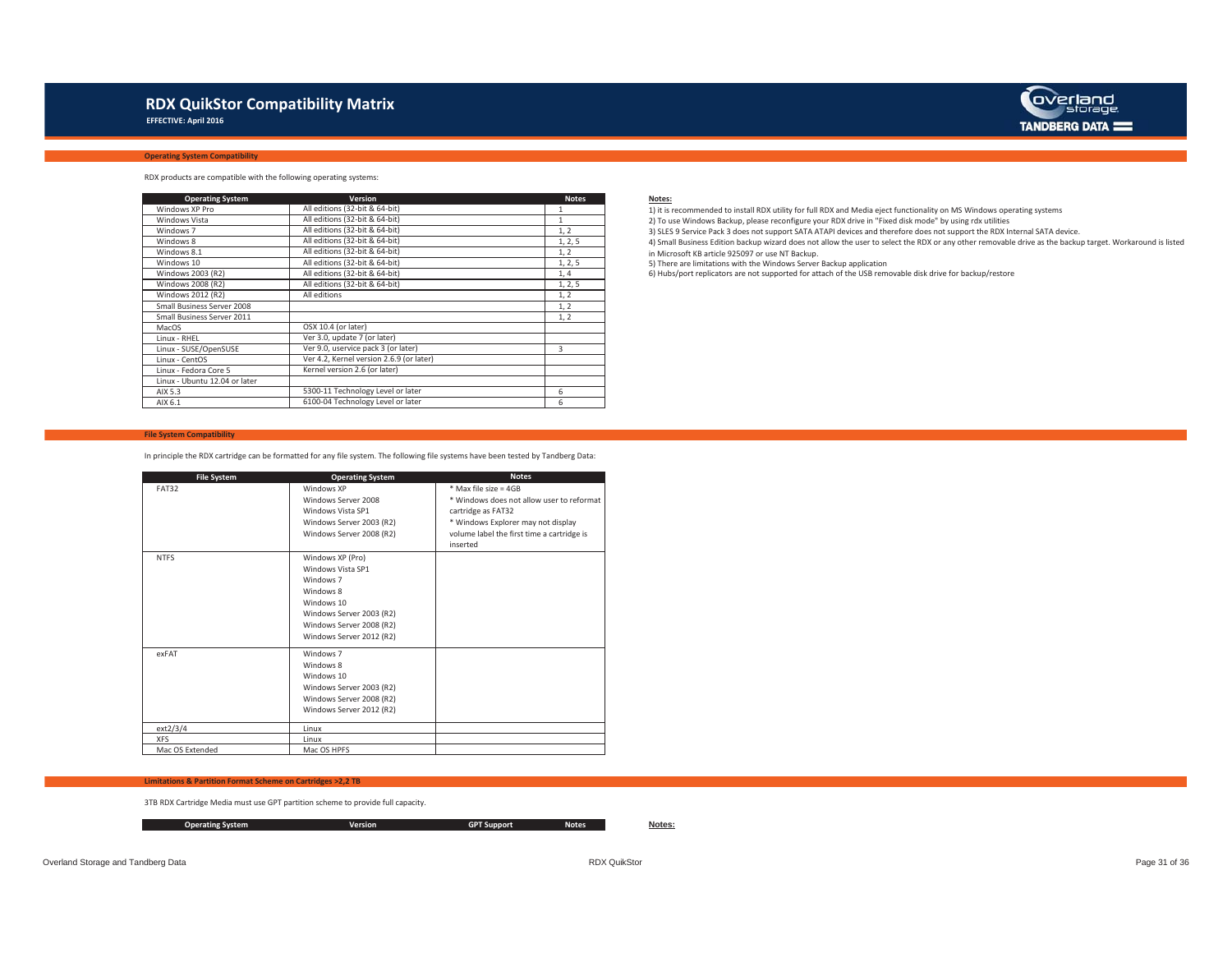# RDX QuikStor Compatibility Matrix

**EFFECTIVE: April 2016**

## Operating System Compatibility

RDX products are compatible with the following operating systems:

| Operating System | Version | Notes |
|---|---|---|
| Windows XP Pro | All editions (32-bit & 64-bit) | 1 |
| Windows Vista | All editions (32-bit & 64-bit) | 1 |
| Windows 7 | All editions (32-bit & 64-bit) | 1, 2 |
| Windows 8 | All editions (32-bit & 64-bit) | 1, 2, 5 |
| Windows 8.1 | All editions (32-bit & 64-bit) | 1, 2 |
| Windows 10 | All editions (32-bit & 64-bit) | 1, 2, 5 |
| Windows 2003 (R2) | All editions (32-bit & 64-bit) | 1, 4 |
| Windows 2008 (R2) | All editions (32-bit & 64-bit) | 1, 2, 5 |
| Windows 2012 (R2) | All editions | 1, 2 |
| Small Business Server 2008 | | 1, 2 |
| Small Business Server 2011 | | 1, 2 |
| MacOS | OSX 10.4 (or later) | |
| Linux - RHEL | Ver 3.0, update 7 (or later) | |
| Linux - SUSE/OpenSUSE | Ver 9.0, uservice pack 3 (or later) | 3 |
| Linux - CentOS | Ver 4.2, Kernel version 2.6.9 (or later) | |
| Linux - Fedora Core 5 | Kernel version 2.6 (or later) | |
| Linux - Ubuntu 12.04 or later | | |
| AIX 5.3 | 5300-11 Technology Level or later | 6 |
| AIX 6.1 | 6100-04 Technology Level or later | 6 |

**Notes:**

1) it is recommended to install RDX utility for full RDX and Media eject functionality on MS Windows operating systems
2) To use Windows Backup, please reconfigure your RDX drive in "Fixed disk mode" by using rdx utilities
3) SLES 9 Service Pack 3 does not support SATA ATAPI devices and therefore does not support the RDX Internal SATA device.
4) Small Business Edition backup wizard does not allow the user to select the RDX or any other removable drive as the backup target. Workaround is listed in Microsoft KB article 925097 or use NT Backup.
5) There are limitations with the Windows Server Backup application
6) Hubs/port replicators are not supported for attach of the USB removable disk drive for backup/restore

## File System Compatibility

In principle the RDX cartridge can be formatted for any file system. The following file systems have been tested by Tandberg Data:

| File System | Operating System | Notes |
|---|---|---|
| FAT32 | Windows XP<br>Windows Server 2008<br>Windows Vista SP1<br>Windows Server 2003 (R2)<br>Windows Server 2008 (R2) | * Max file size = 4GB<br>* Windows does not allow user to reformat cartridge as FAT32<br>* Windows Explorer may not display volume label the first time a cartridge is inserted |
| NTFS | Windows XP (Pro)<br>Windows Vista SP1<br>Windows 7<br>Windows 8<br>Windows 10<br>Windows Server 2003 (R2)<br>Windows Server 2008 (R2)<br>Windows Server 2012 (R2) | |
| exFAT | Windows 7<br>Windows 8<br>Windows 10<br>Windows Server 2003 (R2)<br>Windows Server 2008 (R2)<br>Windows Server 2012 (R2) | |
| ext2/3/4 | Linux | |
| XFS | Linux | |
| Mac OS Extended | Mac OS HPFS | |

## Limitations & Partition Format Scheme on Cartridges >2,2 TB

3TB RDX Cartridge Media must use GPT partition scheme to provide full capacity.

| Operating System | Version | GPT Support | Notes |
|---|---|---|---|

**Notes:**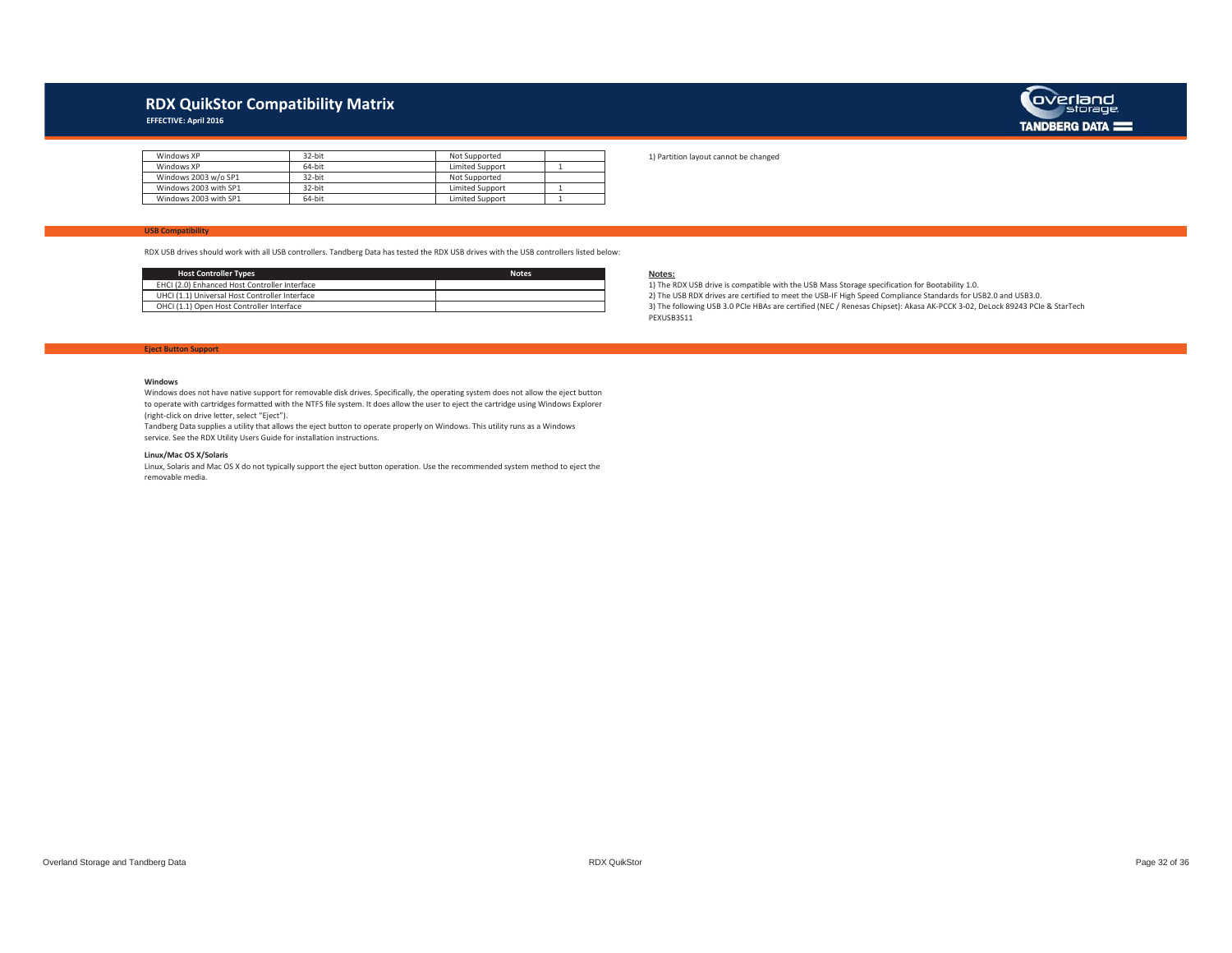# RDX QuikStor Compatibility Matrix

**EFFECTIVE: April 2016**

| | | | |
|---|---|---|---|
| Windows XP | 32-bit | Not Supported | |
| Windows XP | 64-bit | Limited Support | 1 |
| Windows 2003 w/o SP1 | 32-bit | Not Supported | |
| Windows 2003 with SP1 | 32-bit | Limited Support | 1 |
| Windows 2003 with SP1 | 64-bit | Limited Support | 1 |

1) Partition layout cannot be changed

## USB Compatibility

RDX USB drives should work with all USB controllers. Tandberg Data has tested the RDX USB drives with the USB controllers listed below:

| Host Controller Types | Notes |
|---|---|
| EHCI (2.0) Enhanced Host Controller Interface | |
| UHCI (1.1) Universal Host Controller Interface | |
| OHCI (1.1) Open Host Controller Interface | |

**Notes:**

1) The RDX USB drive is compatible with the USB Mass Storage specification for Bootability 1.0.

2) The USB RDX drives are certified to meet the USB-IF High Speed Compliance Standards for USB2.0 and USB3.0.

3) The following USB 3.0 PCIe HBAs are certified (NEC / Renesas Chipset): Akasa AK-PCCK 3-02, DeLock 89243 PCIe & StarTech PEXUSB3S11

## Eject Button Support

**Windows**

Windows does not have native support for removable disk drives. Specifically, the operating system does not allow the eject button to operate with cartridges formatted with the NTFS file system. It does allow the user to eject the cartridge using Windows Explorer (right-click on drive letter, select "Eject").

Tandberg Data supplies a utility that allows the eject button to operate properly on Windows. This utility runs as a Windows service. See the RDX Utility Users Guide for installation instructions.

**Linux/Mac OS X/Solaris**

Linux, Solaris and Mac OS X do not typically support the eject button operation. Use the recommended system method to eject the removable media.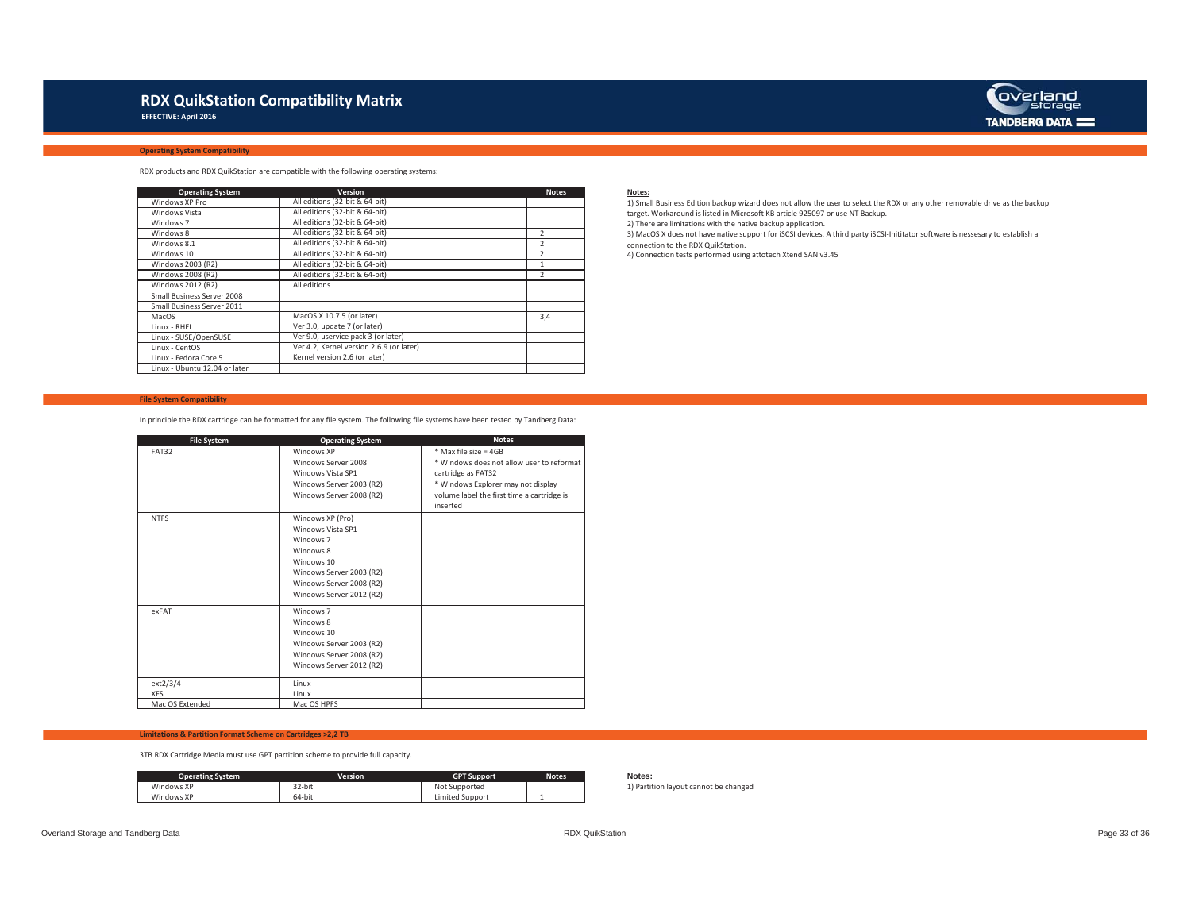# RDX QuikStation Compatibility Matrix

**EFFECTIVE: April 2016**

## Operating System Compatibility

RDX products and RDX QuikStation are compatible with the following operating systems:

| Operating System | Version | Notes |
|---|---|---|
| Windows XP Pro | All editions (32-bit & 64-bit) | |
| Windows Vista | All editions (32-bit & 64-bit) | |
| Windows 7 | All editions (32-bit & 64-bit) | |
| Windows 8 | All editions (32-bit & 64-bit) | 2 |
| Windows 8.1 | All editions (32-bit & 64-bit) | 2 |
| Windows 10 | All editions (32-bit & 64-bit) | 2 |
| Windows 2003 (R2) | All editions (32-bit & 64-bit) | 1 |
| Windows 2008 (R2) | All editions (32-bit & 64-bit) | 2 |
| Windows 2012 (R2) | All editions | |
| Small Business Server 2008 | | |
| Small Business Server 2011 | | |
| MacOS | MacOS X 10.7.5 (or later) | 3,4 |
| Linux - RHEL | Ver 3.0, update 7 (or later) | |
| Linux - SUSE/OpenSUSE | Ver 9.0, uservice pack 3 (or later) | |
| Linux - CentOS | Ver 4.2, Kernel version 2.6.9 (or later) | |
| Linux - Fedora Core 5 | Kernel version 2.6 (or later) | |
| Linux - Ubuntu 12.04 or later | | |

**Notes:**

1) Small Business Edition backup wizard does not allow the user to select the RDX or any other removable drive as the backup target. Workaround is listed in Microsoft KB article 925097 or use NT Backup.

2) There are limitations with the native backup application.

3) MacOS X does not have native support for iSCSI devices. A third party iSCSI-Inititator software is nessesary to establish a connection to the RDX QuikStation.

4) Connection tests performed using attotech Xtend SAN v3.45

## File System Compatibility

In principle the RDX cartridge can be formatted for any file system. The following file systems have been tested by Tandberg Data:

| File System | Operating System | Notes |
|---|---|---|
| FAT32 | Windows XP<br>Windows Server 2008<br>Windows Vista SP1<br>Windows Server 2003 (R2)<br>Windows Server 2008 (R2) | * Max file size = 4GB<br>* Windows does not allow user to reformat cartridge as FAT32<br>* Windows Explorer may not display volume label the first time a cartridge is inserted |
| NTFS | Windows XP (Pro)<br>Windows Vista SP1<br>Windows 7<br>Windows 8<br>Windows 10<br>Windows Server 2003 (R2)<br>Windows Server 2008 (R2)<br>Windows Server 2012 (R2) | |
| exFAT | Windows 7<br>Windows 8<br>Windows 10<br>Windows Server 2003 (R2)<br>Windows Server 2008 (R2)<br>Windows Server 2012 (R2) | |
| ext2/3/4 | Linux | |
| XFS | Linux | |
| Mac OS Extended | Mac OS HPFS | |

## Limitations & Partition Format Scheme on Cartridges >2,2 TB

3TB RDX Cartridge Media must use GPT partition scheme to provide full capacity.

| Operating System | Version | GPT Support | Notes |
|---|---|---|---|
| Windows XP | 32-bit | Not Supported | |
| Windows XP | 64-bit | Limited Support | 1 |

**Notes:**

1) Partition layout cannot be changed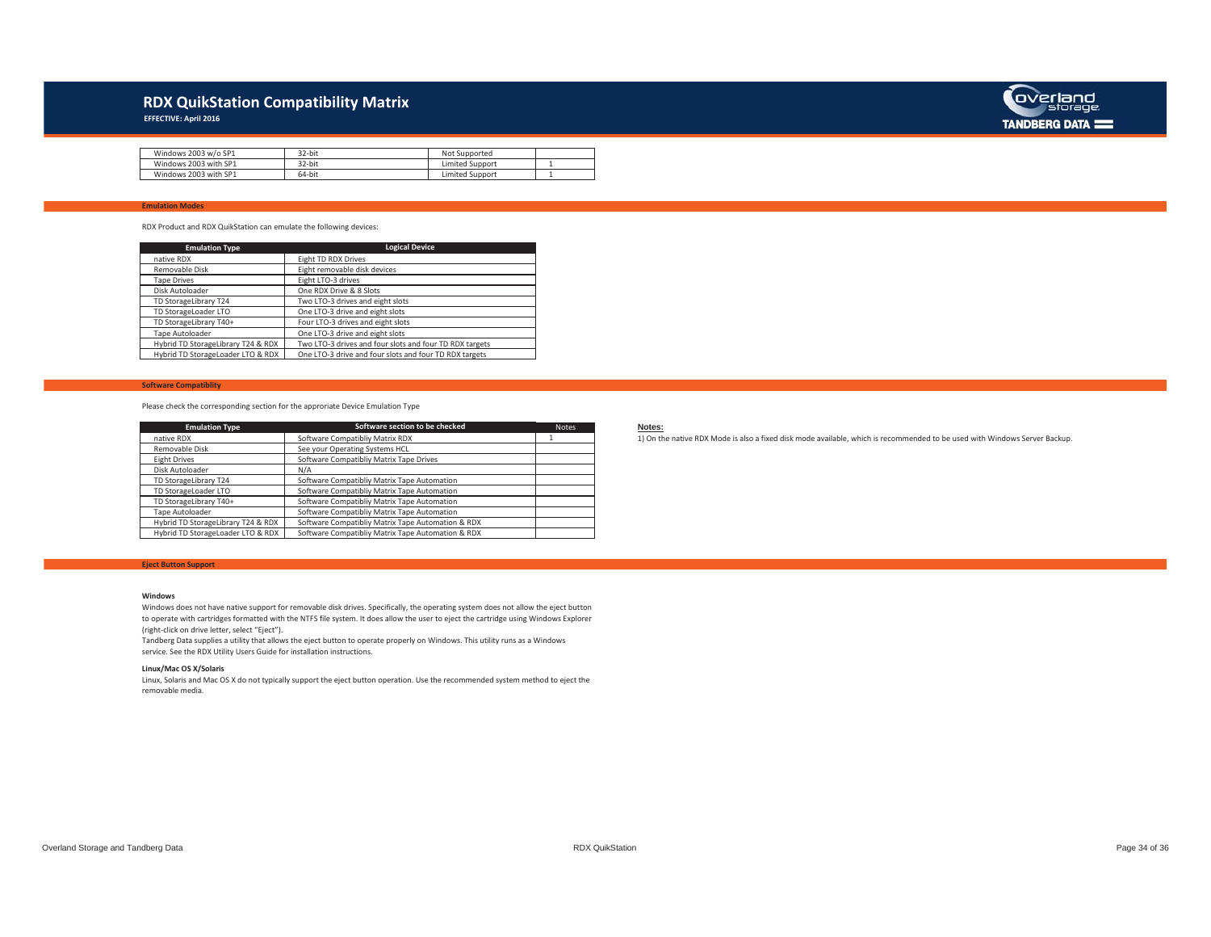# RDX QuikStation Compatibility Matrix

**EFFECTIVE: April 2016**

| | | | |
|---|---|---|---|
| Windows 2003 w/o SP1 | 32-bit | Not Supported | |
| Windows 2003 with SP1 | 32-bit | Limited Support | 1 |
| Windows 2003 with SP1 | 64-bit | Limited Support | 1 |

## Emulation Modes

RDX Product and RDX QuikStation can emulate the following devices:

| Emulation Type | Logical Device |
|---|---|
| native RDX | Eight TD RDX Drives |
| Removable Disk | Eight removable disk devices |
| Tape Drives | Eight LTO-3 drives |
| Disk Autoloader | One RDX Drive & 8 Slots |
| TD StorageLibrary T24 | Two LTO-3 drives and eight slots |
| TD StorageLoader LTO | One LTO-3 drive and eight slots |
| TD StorageLibrary T40+ | Four LTO-3 drives and eight slots |
| Tape Autoloader | One LTO-3 drive and eight slots |
| Hybrid TD StorageLibrary T24 & RDX | Two LTO-3 drives and four slots and four TD RDX targets |
| Hybrid TD StorageLoader LTO & RDX | One LTO-3 drive and four slots and four TD RDX targets |

## Software Compatiblity

Please check the corresponding section for the approriate Device Emulation Type

| Emulation Type | Software section to be checked | Notes |
|---|---|---|
| native RDX | Software Compatiblity Matrix RDX | 1 |
| Removable Disk | See your Operating Systems HCL | |
| Eight Drives | Software Compatibliy Matrix Tape Drives | |
| Disk Autoloader | N/A | |
| TD StorageLibrary T24 | Software Compatibliy Matrix Tape Automation | |
| TD StorageLoader LTO | Software Compatibliy Matrix Tape Automation | |
| TD StorageLibrary T40+ | Software Compatibliy Matrix Tape Automation | |
| Tape Autoloader | Software Compatibliy Matrix Tape Automation | |
| Hybrid TD StorageLibrary T24 & RDX | Software Compatibliy Matrix Tape Automation & RDX | |
| Hybrid TD StorageLoader LTO & RDX | Software Compatibliy Matrix Tape Automation & RDX | |

**Notes:**

1) On the native RDX Mode is also a fixed disk mode available, which is recommended to be used with Windows Server Backup.

## Eject Button Support

**Windows**

Windows does not have native support for removable disk drives. Specifically, the operating system does not allow the eject button to operate with cartridges formatted with the NTFS file system. It does allow the user to eject the cartridge using Windows Explorer (right-click on drive letter, select "Eject").

Tandberg Data supplies a utility that allows the eject button to operate properly on Windows. This utility runs as a Windows service. See the RDX Utility Users Guide for installation instructions.

**Linux/Mac OS X/Solaris**

Linux, Solaris and Mac OS X do not typically support the eject button operation. Use the recommended system method to eject the removable media.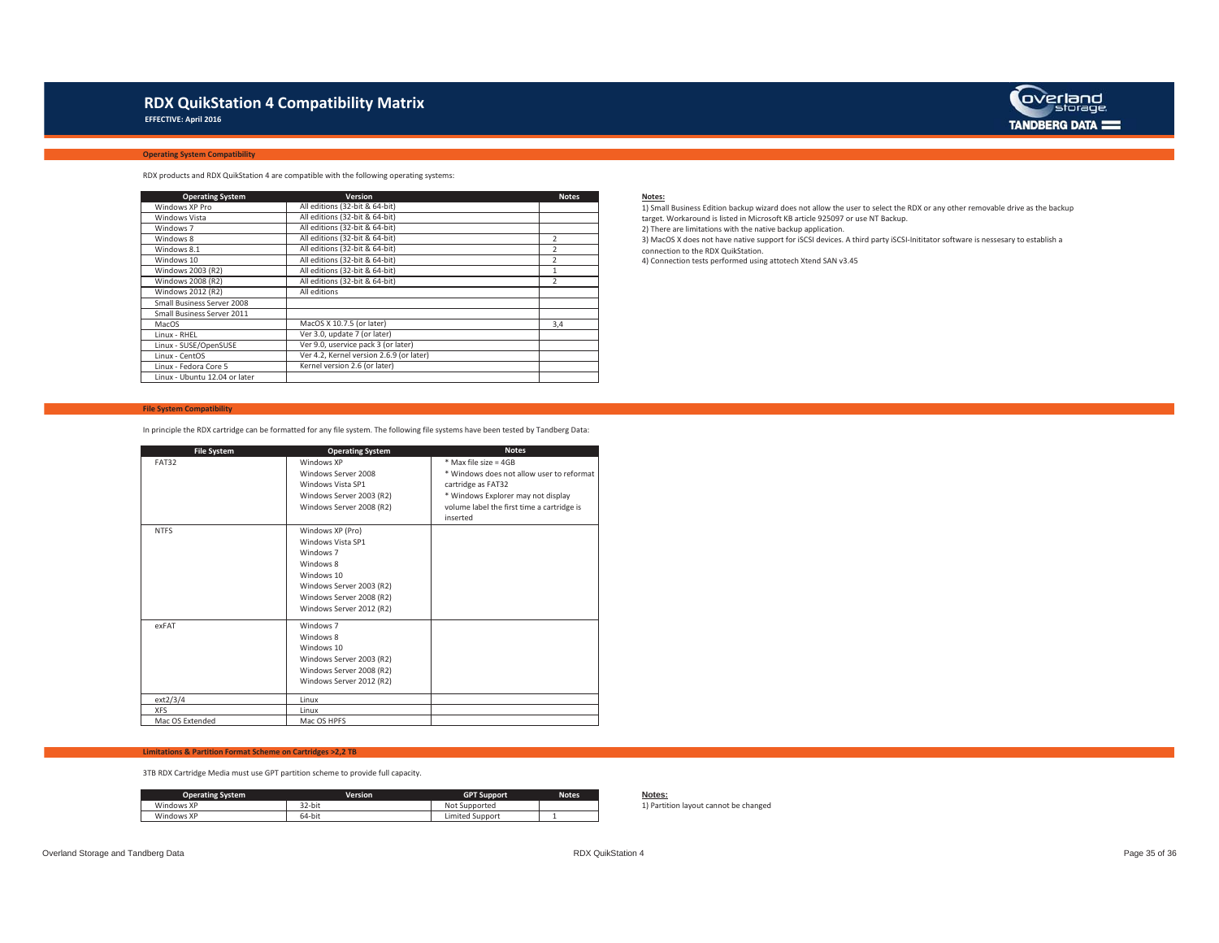# RDX QuikStation 4 Compatibility Matrix

**EFFECTIVE: April 2016**

## Operating System Compatibility

RDX products and RDX QuikStation 4 are compatible with the following operating systems:

| Operating System | Version | Notes |
|---|---|---|
| Windows XP Pro | All editions (32-bit & 64-bit) | |
| Windows Vista | All editions (32-bit & 64-bit) | |
| Windows 7 | All editions (32-bit & 64-bit) | |
| Windows 8 | All editions (32-bit & 64-bit) | 2 |
| Windows 8.1 | All editions (32-bit & 64-bit) | 2 |
| Windows 10 | All editions (32-bit & 64-bit) | 2 |
| Windows 2003 (R2) | All editions (32-bit & 64-bit) | 1 |
| Windows 2008 (R2) | All editions (32-bit & 64-bit) | 2 |
| Windows 2012 (R2) | All editions | |
| Small Business Server 2008 | | |
| Small Business Server 2011 | | |
| MacOS | MacOS X 10.7.5 (or later) | 3,4 |
| Linux - RHEL | Ver 3.0, update 7 (or later) | |
| Linux - SUSE/OpenSUSE | Ver 9.0, uservice pack 3 (or later) | |
| Linux - CentOS | Ver 4.2, Kernel version 2.6.9 (or later) | |
| Linux - Fedora Core 5 | Kernel version 2.6 (or later) | |
| Linux - Ubuntu 12.04 or later | | |

**Notes:**

1) Small Business Edition backup wizard does not allow the user to select the RDX or any other removable drive as the backup target. Workaround is listed in Microsoft KB article 925097 or use NT Backup.
2) There are limitations with the native backup application.
3) MacOS X does not have native support for iSCSI devices. A third party iSCSI-Inititator software is nessesary to establish a connection to the RDX QuikStation.
4) Connection tests performed using attotech Xtend SAN v3.45

## File System Compatibility

In principle the RDX cartridge can be formatted for any file system. The following file systems have been tested by Tandberg Data:

| File System | Operating System | Notes |
|---|---|---|
| FAT32 | Windows XP<br>Windows Server 2008<br>Windows Vista SP1<br>Windows Server 2003 (R2)<br>Windows Server 2008 (R2) | * Max file size = 4GB<br>* Windows does not allow user to reformat cartridge as FAT32<br>* Windows Explorer may not display volume label the first time a cartridge is inserted |
| NTFS | Windows XP (Pro)<br>Windows Vista SP1<br>Windows 7<br>Windows 8<br>Windows 10<br>Windows Server 2003 (R2)<br>Windows Server 2008 (R2)<br>Windows Server 2012 (R2) | |
| exFAT | Windows 7<br>Windows 8<br>Windows 10<br>Windows Server 2003 (R2)<br>Windows Server 2008 (R2)<br>Windows Server 2012 (R2) | |
| ext2/3/4 | Linux | |
| XFS | Linux | |
| Mac OS Extended | Mac OS HPFS | |

## Limitations & Partition Format Scheme on Cartridges >2,2 TB

3TB RDX Cartridge Media must use GPT partition scheme to provide full capacity.

| Operating System | Version | GPT Support | Notes |
|---|---|---|---|
| Windows XP | 32-bit | Not Supported | |
| Windows XP | 64-bit | Limited Support | 1 |

**Notes:**

1) Partition layout cannot be changed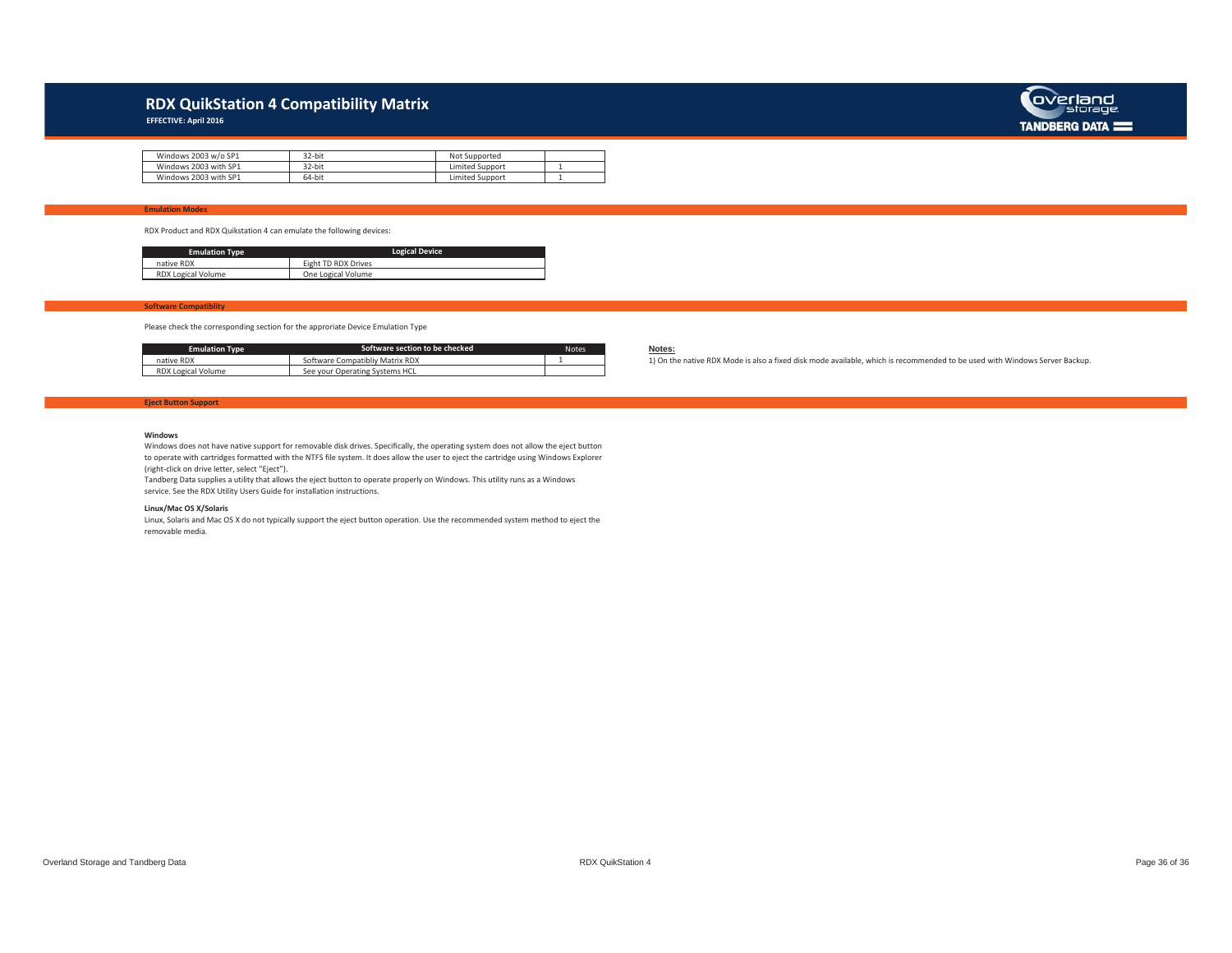# RDX QuikStation 4 Compatibility Matrix

**EFFECTIVE: April 2016**

| | | | |
|---|---|---|---|
| Windows 2003 w/o SP1 | 32-bit | Not Supported | |
| Windows 2003 with SP1 | 32-bit | Limited Support | 1 |
| Windows 2003 with SP1 | 64-bit | Limited Support | 1 |

## Emulation Modes

RDX Product and RDX Quikstation 4 can emulate the following devices:

| Emulation Type | Logical Device |
|---|---|
| native RDX | Eight TD RDX Drives |
| RDX Logical Volume | One Logical Volume |

## Software Compatiblity

Please check the corresponding section for the approriate Device Emulation Type

| Emulation Type | Software section to be checked | Notes |
|---|---|---|
| native RDX | Software Compatibliy Matrix RDX | 1 |
| RDX Logical Volume | See your Operating Systems HCL | |

**Notes:**

1) On the native RDX Mode is also a fixed disk mode available, which is recommended to be used with Windows Server Backup.

## Eject Button Support

**Windows**

Windows does not have native support for removable disk drives. Specifically, the operating system does not allow the eject button to operate with cartridges formatted with the NTFS file system. It does allow the user to eject the cartridge using Windows Explorer (right-click on drive letter, select "Eject").

Tandberg Data supplies a utility that allows the eject button to operate properly on Windows. This utility runs as a Windows service. See the RDX Utility Users Guide for installation instructions.

**Linux/Mac OS X/Solaris**

Linux, Solaris and Mac OS X do not typically support the eject button operation. Use the recommended system method to eject the removable media.